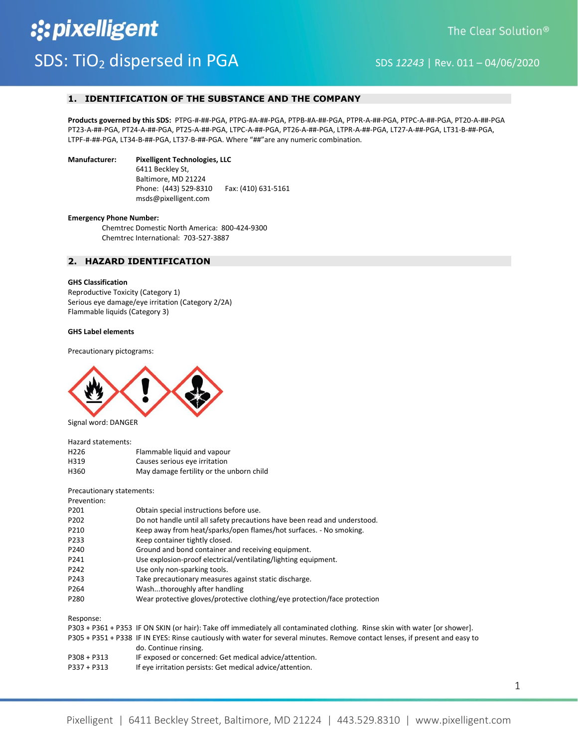# SDS: $TiO_2$ dispersed in PGA

SDS *12243* | Rev. 011 – 04/06/2020

## 1. IDENTIFICATION OF THE SUBSTANCE AND THE COMPANY

**Products governed by this SDS:** PTPG-#-##-PGA, PTPG-#A-##-PGA, PTPB-#A-##-PGA, PTPR-A-##-PGA, PTPC-A-##-PGA, PT20-A-##-PGA PT23-A-##-PGA, PT24-A-##-PGA, PT25-A-##-PGA, LTPC-A-##-PGA, PT26-A-##-PGA, LTPR-A-##-PGA, LT27-A-##-PGA, LT31-B-##-PGA, LTPF-#-##-PGA, LT34-B-##-PGA, LT37-B-##-PGA. Where "##"are any numeric combination.

**Manufacturer:** **Pixelligent Technologies, LLC**
6411 Beckley St,
Baltimore, MD 21224
Phone: (443) 529-8310 Fax: (410) 631-5161
msds@pixelligent.com

**Emergency Phone Number:**
Chemtrec Domestic North America: 800-424-9300
Chemtrec International: 703-527-3887

## 2. HAZARD IDENTIFICATION

**GHS Classification**
Reproductive Toxicity (Category 1)
Serious eye damage/eye irritation (Category 2/2A)
Flammable liquids (Category 3)

**GHS Label elements**

Precautionary pictograms:

Signal word: DANGER

Hazard statements:

| | |
|---|---|
| H226 | Flammable liquid and vapour |
| H319 | Causes serious eye irritation |
| H360 | May damage fertility or the unborn child |

Precautionary statements:
Prevention:

| | |
|---|---|
| P201 | Obtain special instructions before use. |
| P202 | Do not handle until all safety precautions have been read and understood. |
| P210 | Keep away from heat/sparks/open flames/hot surfaces. - No smoking. |
| P233 | Keep container tightly closed. |
| P240 | Ground and bond container and receiving equipment. |
| P241 | Use explosion-proof electrical/ventilating/lighting equipment. |
| P242 | Use only non-sparking tools. |
| P243 | Take precautionary measures against static discharge. |
| P264 | Wash...thoroughly after handling |
| P280 | Wear protective gloves/protective clothing/eye protection/face protection |

Response:

| | |
|---|---|
| P303 + P361 + P353 | IF ON SKIN (or hair): Take off immediately all contaminated clothing. Rinse skin with water [or shower]. |
| P305 + P351 + P338 | IF IN EYES: Rinse cautiously with water for several minutes. Remove contact lenses, if present and easy to do. Continue rinsing. |
| P308 + P313 | IF exposed or concerned: Get medical advice/attention. |
| P337 + P313 | If eye irritation persists: Get medical advice/attention. |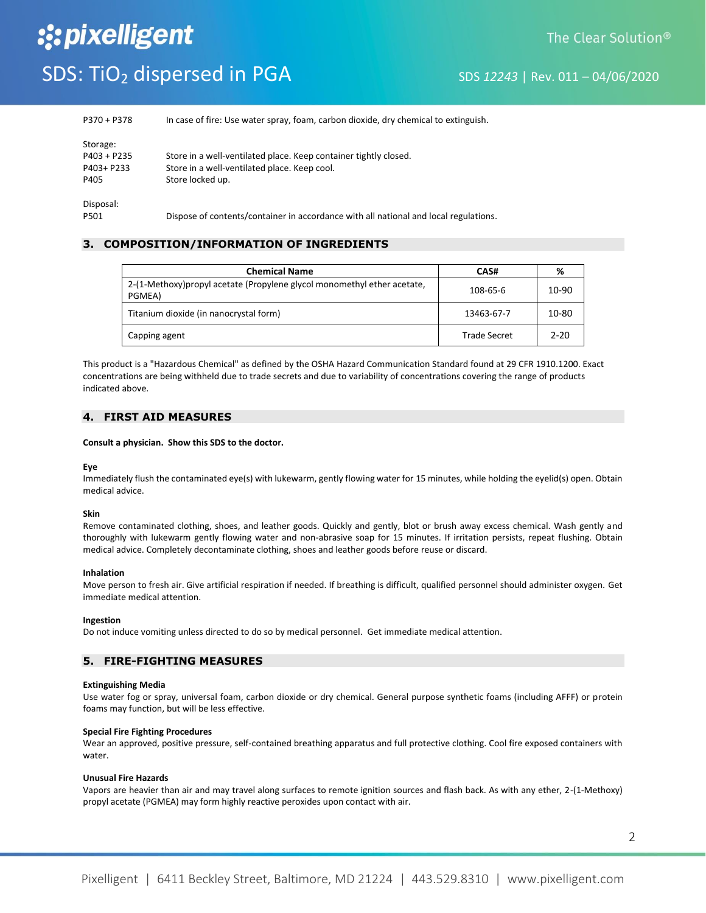| | |
|---|---|
| P370 + P378 | In case of fire: Use water spray, foam, carbon dioxide, dry chemical to extinguish. |

Storage:

| | |
|---|---|
| P403 + P235 | Store in a well-ventilated place. Keep container tightly closed. |
| P403+ P233 | Store in a well-ventilated place. Keep cool. |
| P405 | Store locked up. |

Disposal:

| | |
|---|---|
| P501 | Dispose of contents/container in accordance with all national and local regulations. |

## 3. COMPOSITION/INFORMATION OF INGREDIENTS

| Chemical Name | CAS# | % |
|---|---|---|
| 2-(1-Methoxy)propyl acetate (Propylene glycol monomethyl ether acetate, PGMEA) | 108-65-6 | 10-90 |
| Titanium dioxide (in nanocrystal form) | 13463-67-7 | 10-80 |
| Capping agent | Trade Secret | 2-20 |

This product is a "Hazardous Chemical" as defined by the OSHA Hazard Communication Standard found at 29 CFR 1910.1200. Exact concentrations are being withheld due to trade secrets and due to variability of concentrations covering the range of products indicated above.

## 4. FIRST AID MEASURES

**Consult a physician. Show this SDS to the doctor.**

**Eye**
Immediately flush the contaminated eye(s) with lukewarm, gently flowing water for 15 minutes, while holding the eyelid(s) open. Obtain medical advice.

**Skin**
Remove contaminated clothing, shoes, and leather goods. Quickly and gently, blot or brush away excess chemical. Wash gently and thoroughly with lukewarm gently flowing water and non-abrasive soap for 15 minutes. If irritation persists, repeat flushing. Obtain medical advice. Completely decontaminate clothing, shoes and leather goods before reuse or discard.

**Inhalation**
Move person to fresh air. Give artificial respiration if needed. If breathing is difficult, qualified personnel should administer oxygen. Get immediate medical attention.

**Ingestion**
Do not induce vomiting unless directed to do so by medical personnel. Get immediate medical attention.

## 5. FIRE-FIGHTING MEASURES

**Extinguishing Media**
Use water fog or spray, universal foam, carbon dioxide or dry chemical. General purpose synthetic foams (including AFFF) or protein foams may function, but will be less effective.

**Special Fire Fighting Procedures**
Wear an approved, positive pressure, self-contained breathing apparatus and full protective clothing. Cool fire exposed containers with water.

**Unusual Fire Hazards**
Vapors are heavier than air and may travel along surfaces to remote ignition sources and flash back. As with any ether, 2-(1-Methoxy) propyl acetate (PGMEA) may form highly reactive peroxides upon contact with air.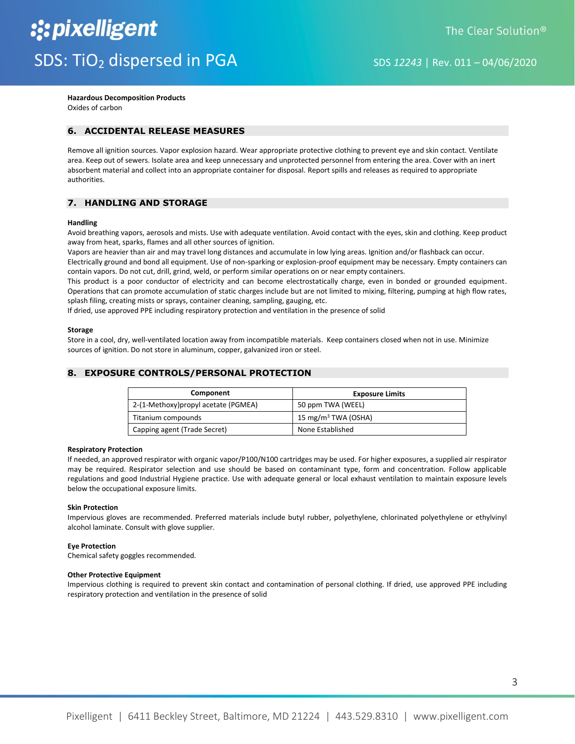**Hazardous Decomposition Products**
Oxides of carbon

## 6. ACCIDENTAL RELEASE MEASURES

Remove all ignition sources. Vapor explosion hazard. Wear appropriate protective clothing to prevent eye and skin contact. Ventilate area. Keep out of sewers. Isolate area and keep unnecessary and unprotected personnel from entering the area. Cover with an inert absorbent material and collect into an appropriate container for disposal. Report spills and releases as required to appropriate authorities.

## 7. HANDLING AND STORAGE

**Handling**
Avoid breathing vapors, aerosols and mists. Use with adequate ventilation. Avoid contact with the eyes, skin and clothing. Keep product away from heat, sparks, flames and all other sources of ignition.
Vapors are heavier than air and may travel long distances and accumulate in low lying areas. Ignition and/or flashback can occur. Electrically ground and bond all equipment. Use of non-sparking or explosion-proof equipment may be necessary. Empty containers can contain vapors. Do not cut, drill, grind, weld, or perform similar operations on or near empty containers.
This product is a poor conductor of electricity and can become electrostatically charge, even in bonded or grounded equipment. Operations that can promote accumulation of static charges include but are not limited to mixing, filtering, pumping at high flow rates, splash filing, creating mists or sprays, container cleaning, sampling, gauging, etc.
If dried, use approved PPE including respiratory protection and ventilation in the presence of solid

**Storage**
Store in a cool, dry, well-ventilated location away from incompatible materials. Keep containers closed when not in use. Minimize sources of ignition. Do not store in aluminum, copper, galvanized iron or steel.

## 8. EXPOSURE CONTROLS/PERSONAL PROTECTION

| Component | Exposure Limits |
|---|---|
| 2-(1-Methoxy)propyl acetate (PGMEA) | 50 ppm TWA (WEEL) |
| Titanium compounds | 15 mg/m$^3$ TWA (OSHA) |
| Capping agent (Trade Secret) | None Established |

**Respiratory Protection**
If needed, an approved respirator with organic vapor/P100/N100 cartridges may be used. For higher exposures, a supplied air respirator may be required. Respirator selection and use should be based on contaminant type, form and concentration. Follow applicable regulations and good Industrial Hygiene practice. Use with adequate general or local exhaust ventilation to maintain exposure levels below the occupational exposure limits.

**Skin Protection**
Impervious gloves are recommended. Preferred materials include butyl rubber, polyethylene, chlorinated polyethylene or ethylvinyl alcohol laminate. Consult with glove supplier.

**Eye Protection**
Chemical safety goggles recommended.

**Other Protective Equipment**
Impervious clothing is required to prevent skin contact and contamination of personal clothing. If dried, use approved PPE including respiratory protection and ventilation in the presence of solid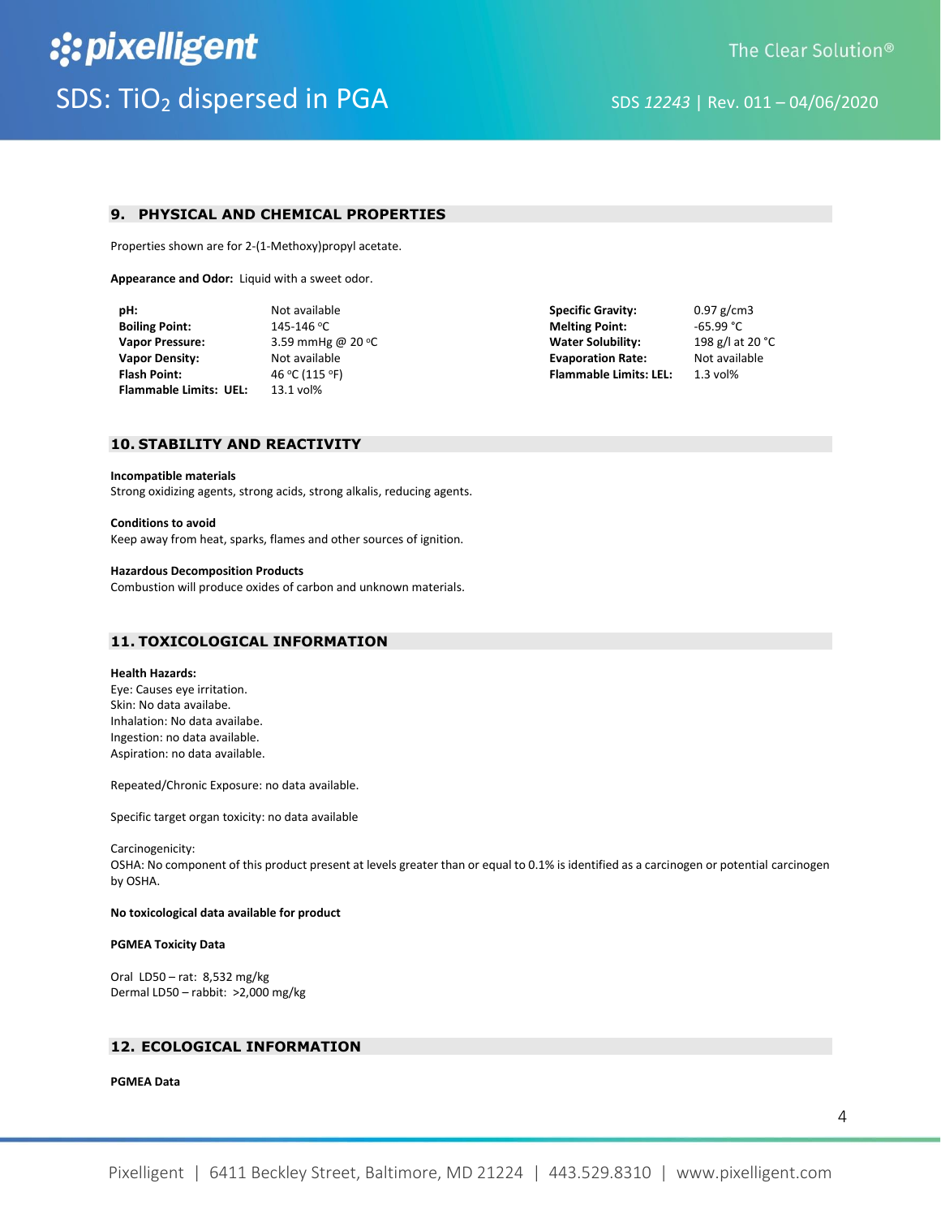## 9. PHYSICAL AND CHEMICAL PROPERTIES

Properties shown are for 2-(1-Methoxy)propyl acetate.

**Appearance and Odor:** Liquid with a sweet odor.

| | | | |
|---|---|---|---|
| **pH:** | Not available | **Specific Gravity:** | 0.97 g/cm3 |
| **Boiling Point:** | 145-146 °C | **Melting Point:** | -65.99 °C |
| **Vapor Pressure:** | 3.59 mmHg @ 20 °C | **Water Solubility:** | 198 g/l at 20 °C |
| **Vapor Density:** | Not available | **Evaporation Rate:** | Not available |
| **Flash Point:** | 46 °C (115 °F) | **Flammable Limits: LEL:** | 1.3 vol% |
| **Flammable Limits: UEL:** | 13.1 vol% | | |

## 10. STABILITY AND REACTIVITY

**Incompatible materials**
Strong oxidizing agents, strong acids, strong alkalis, reducing agents.

**Conditions to avoid**
Keep away from heat, sparks, flames and other sources of ignition.

**Hazardous Decomposition Products**
Combustion will produce oxides of carbon and unknown materials.

## 11. TOXICOLOGICAL INFORMATION

**Health Hazards:**
Eye: Causes eye irritation.
Skin: No data availabe.
Inhalation: No data availabe.
Ingestion: no data available.
Aspiration: no data available.

Repeated/Chronic Exposure: no data available.

Specific target organ toxicity: no data available

Carcinogenicity:
OSHA: No component of this product present at levels greater than or equal to 0.1% is identified as a carcinogen or potential carcinogen by OSHA.

**No toxicological data available for product**

**PGMEA Toxicity Data**

Oral LD50 – rat: 8,532 mg/kg
Dermal LD50 – rabbit: >2,000 mg/kg

## 12. ECOLOGICAL INFORMATION

**PGMEA Data**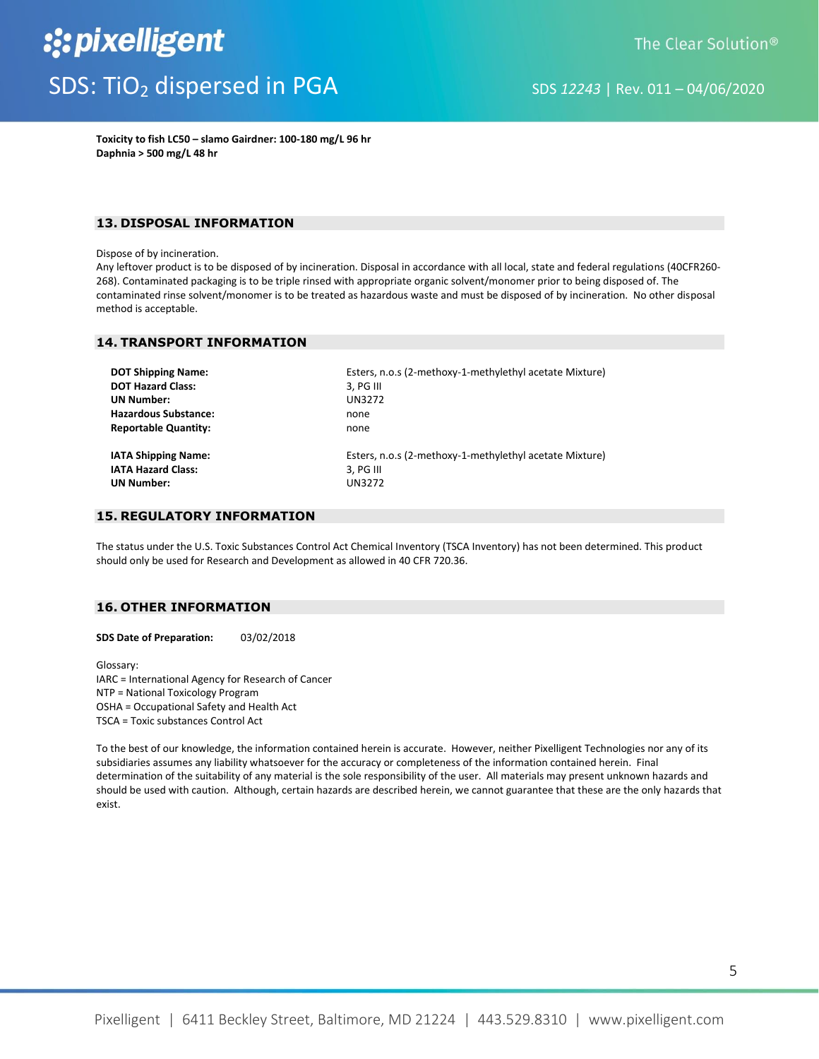**Toxicity to fish LC50 – slamo Gairdner: 100-180 mg/L 96 hr**
**Daphnia > 500 mg/L 48 hr**

## 13. DISPOSAL INFORMATION

Dispose of by incineration.
Any leftover product is to be disposed of by incineration. Disposal in accordance with all local, state and federal regulations (40CFR260-268). Contaminated packaging is to be triple rinsed with appropriate organic solvent/monomer prior to being disposed of. The contaminated rinse solvent/monomer is to be treated as hazardous waste and must be disposed of by incineration. No other disposal method is acceptable.

## 14. TRANSPORT INFORMATION

| | |
|---|---|
| **DOT Shipping Name:** | Esters, n.o.s (2-methoxy-1-methylethyl acetate Mixture) |
| **DOT Hazard Class:** | 3, PG III |
| **UN Number:** | UN3272 |
| **Hazardous Substance:** | none |
| **Reportable Quantity:** | none |
| **IATA Shipping Name:** | Esters, n.o.s (2-methoxy-1-methylethyl acetate Mixture) |
| **IATA Hazard Class:** | 3, PG III |
| **UN Number:** | UN3272 |

## 15. REGULATORY INFORMATION

The status under the U.S. Toxic Substances Control Act Chemical Inventory (TSCA Inventory) has not been determined. This product should only be used for Research and Development as allowed in 40 CFR 720.36.

## 16. OTHER INFORMATION

**SDS Date of Preparation:** 03/02/2018

Glossary:
IARC = International Agency for Research of Cancer
NTP = National Toxicology Program
OSHA = Occupational Safety and Health Act
TSCA = Toxic substances Control Act

To the best of our knowledge, the information contained herein is accurate. However, neither Pixelligent Technologies nor any of its subsidiaries assumes any liability whatsoever for the accuracy or completeness of the information contained herein. Final determination of the suitability of any material is the sole responsibility of the user. All materials may present unknown hazards and should be used with caution. Although, certain hazards are described herein, we cannot guarantee that these are the only hazards that exist.